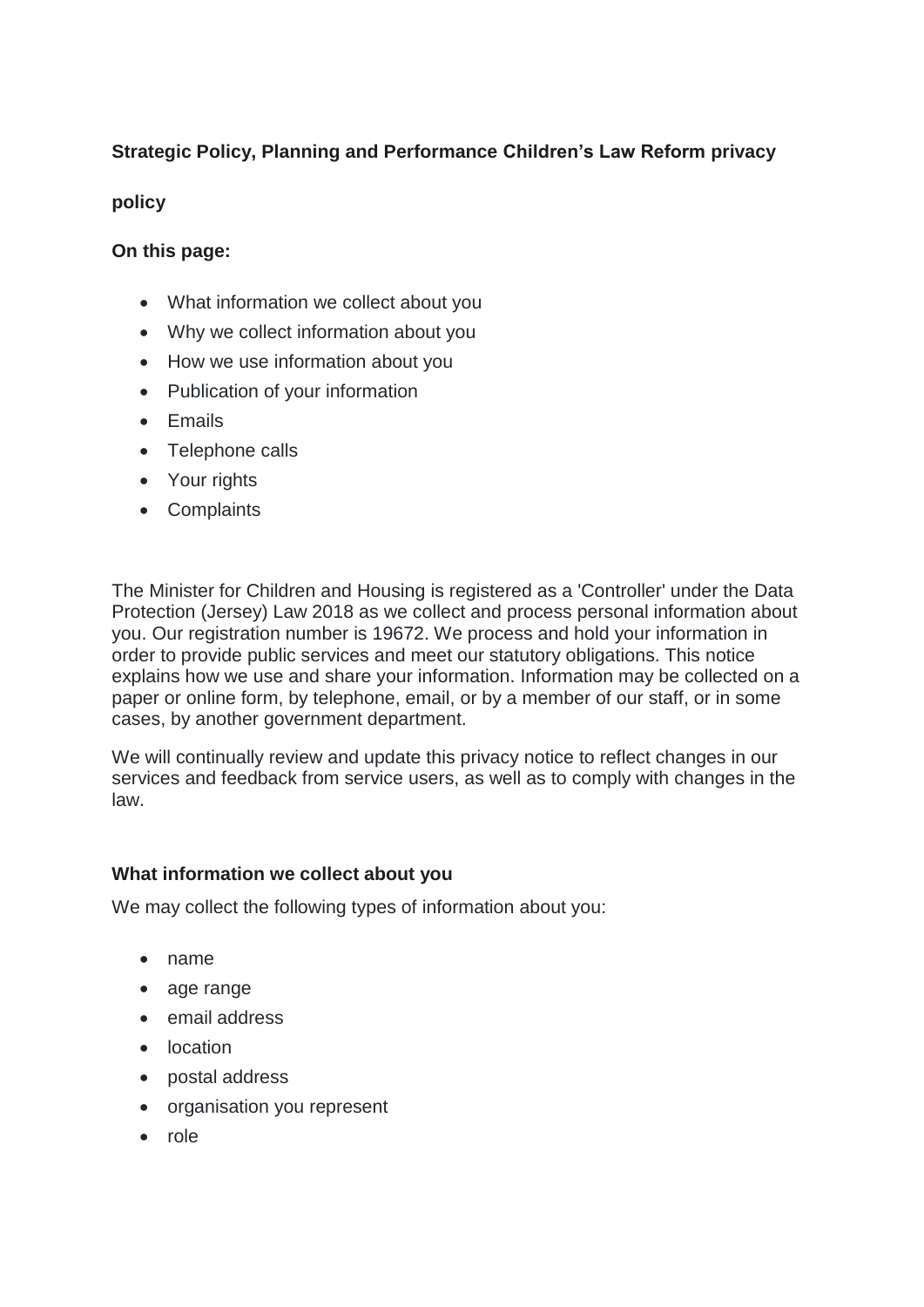**Strategic Policy, Planning and Performance Children's Law Reform privacy**

**policy**

**On this page:**

- What information we collect about you
- Why we collect information about you
- How we use information about you
- Publication of your information
- Emails
- Telephone calls
- Your rights
- Complaints

The Minister for Children and Housing is registered as a 'Controller' under the Data Protection (Jersey) Law 2018 as we collect and process personal information about you. Our registration number is 19672. We process and hold your information in order to provide public services and meet our statutory obligations. This notice explains how we use and share your information. Information may be collected on a paper or online form, by telephone, email, or by a member of our staff, or in some cases, by another government department.

We will continually review and update this privacy notice to reflect changes in our services and feedback from service users, as well as to comply with changes in the law.

## What information we collect about you

We may collect the following types of information about you:

- name
- age range
- email address
- location
- postal address
- organisation you represent
- role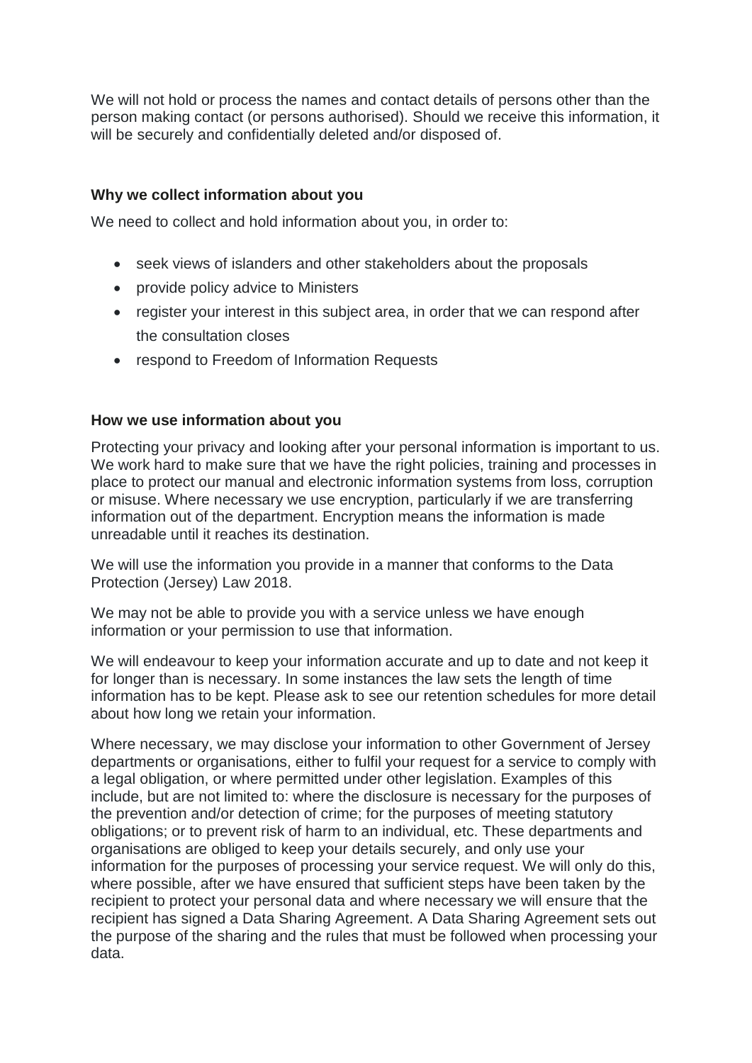We will not hold or process the names and contact details of persons other than the person making contact (or persons authorised). Should we receive this information, it will be securely and confidentially deleted and/or disposed of.

### Why we collect information about you

We need to collect and hold information about you, in order to:

- seek views of islanders and other stakeholders about the proposals
- provide policy advice to Ministers
- register your interest in this subject area, in order that we can respond after the consultation closes
- respond to Freedom of Information Requests

### How we use information about you

Protecting your privacy and looking after your personal information is important to us. We work hard to make sure that we have the right policies, training and processes in place to protect our manual and electronic information systems from loss, corruption or misuse. Where necessary we use encryption, particularly if we are transferring information out of the department. Encryption means the information is made unreadable until it reaches its destination.

We will use the information you provide in a manner that conforms to the Data Protection (Jersey) Law 2018.

We may not be able to provide you with a service unless we have enough information or your permission to use that information.

We will endeavour to keep your information accurate and up to date and not keep it for longer than is necessary. In some instances the law sets the length of time information has to be kept. Please ask to see our retention schedules for more detail about how long we retain your information.

Where necessary, we may disclose your information to other Government of Jersey departments or organisations, either to fulfil your request for a service to comply with a legal obligation, or where permitted under other legislation. Examples of this include, but are not limited to: where the disclosure is necessary for the purposes of the prevention and/or detection of crime; for the purposes of meeting statutory obligations; or to prevent risk of harm to an individual, etc. These departments and organisations are obliged to keep your details securely, and only use your information for the purposes of processing your service request. We will only do this, where possible, after we have ensured that sufficient steps have been taken by the recipient to protect your personal data and where necessary we will ensure that the recipient has signed a Data Sharing Agreement. A Data Sharing Agreement sets out the purpose of the sharing and the rules that must be followed when processing your data.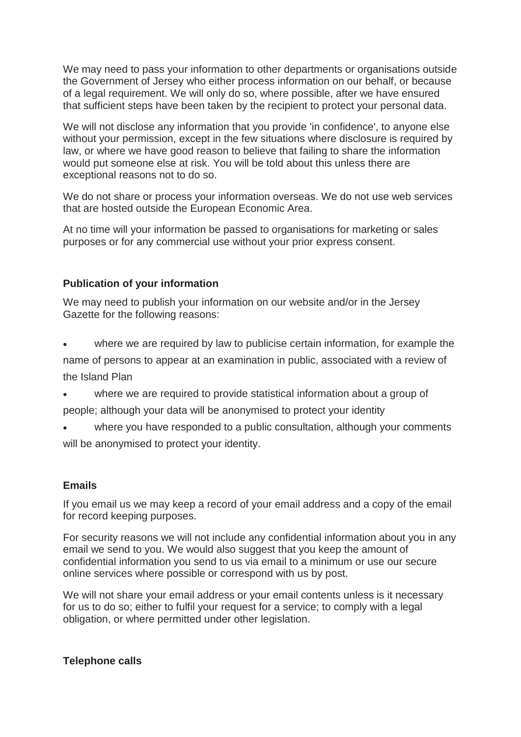We may need to pass your information to other departments or organisations outside the Government of Jersey who either process information on our behalf, or because of a legal requirement. We will only do so, where possible, after we have ensured that sufficient steps have been taken by the recipient to protect your personal data.

We will not disclose any information that you provide 'in confidence', to anyone else without your permission, except in the few situations where disclosure is required by law, or where we have good reason to believe that failing to share the information would put someone else at risk. You will be told about this unless there are exceptional reasons not to do so.

We do not share or process your information overseas. We do not use web services that are hosted outside the European Economic Area.

At no time will your information be passed to organisations for marketing or sales purposes or for any commercial use without your prior express consent.

**Publication of your information**

We may need to publish your information on our website and/or in the Jersey Gazette for the following reasons:

- where we are required by law to publicise certain information, for example the name of persons to appear at an examination in public, associated with a review of the Island Plan
- where we are required to provide statistical information about a group of people; although your data will be anonymised to protect your identity
- where you have responded to a public consultation, although your comments will be anonymised to protect your identity.

**Emails**

If you email us we may keep a record of your email address and a copy of the email for record keeping purposes.

For security reasons we will not include any confidential information about you in any email we send to you. We would also suggest that you keep the amount of confidential information you send to us via email to a minimum or use our secure online services where possible or correspond with us by post.

We will not share your email address or your email contents unless is it necessary for us to do so; either to fulfil your request for a service; to comply with a legal obligation, or where permitted under other legislation.

**Telephone calls**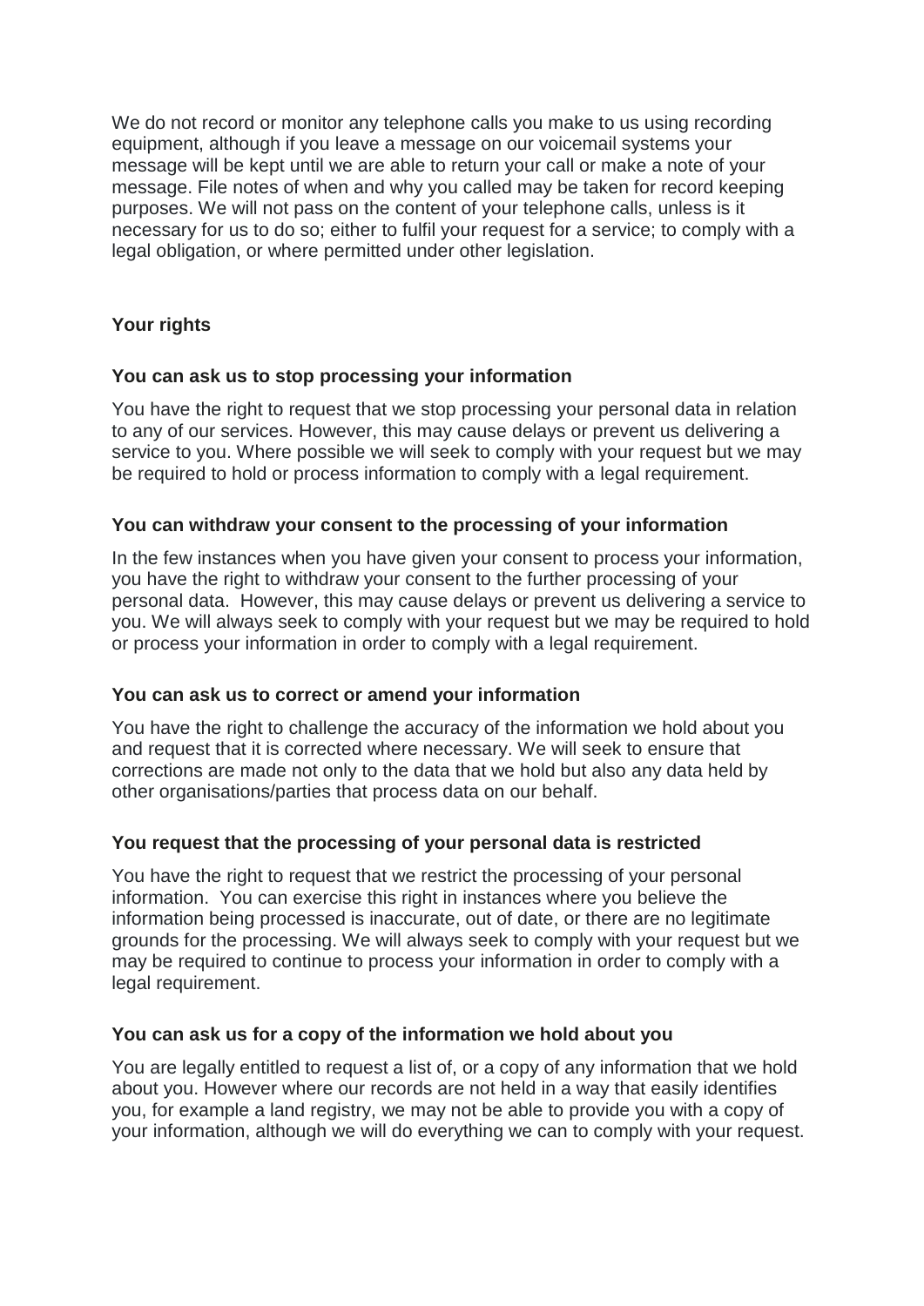We do not record or monitor any telephone calls you make to us using recording equipment, although if you leave a message on our voicemail systems your message will be kept until we are able to return your call or make a note of your message. File notes of when and why you called may be taken for record keeping purposes. We will not pass on the content of your telephone calls, unless is it necessary for us to do so; either to fulfil your request for a service; to comply with a legal obligation, or where permitted under other legislation.

## Your rights

### You can ask us to stop processing your information

You have the right to request that we stop processing your personal data in relation to any of our services. However, this may cause delays or prevent us delivering a service to you. Where possible we will seek to comply with your request but we may be required to hold or process information to comply with a legal requirement.

### You can withdraw your consent to the processing of your information

In the few instances when you have given your consent to process your information, you have the right to withdraw your consent to the further processing of your personal data. However, this may cause delays or prevent us delivering a service to you. We will always seek to comply with your request but we may be required to hold or process your information in order to comply with a legal requirement.

### You can ask us to correct or amend your information

You have the right to challenge the accuracy of the information we hold about you and request that it is corrected where necessary. We will seek to ensure that corrections are made not only to the data that we hold but also any data held by other organisations/parties that process data on our behalf.

### You request that the processing of your personal data is restricted

You have the right to request that we restrict the processing of your personal information. You can exercise this right in instances where you believe the information being processed is inaccurate, out of date, or there are no legitimate grounds for the processing. We will always seek to comply with your request but we may be required to continue to process your information in order to comply with a legal requirement.

### You can ask us for a copy of the information we hold about you

You are legally entitled to request a list of, or a copy of any information that we hold about you. However where our records are not held in a way that easily identifies you, for example a land registry, we may not be able to provide you with a copy of your information, although we will do everything we can to comply with your request.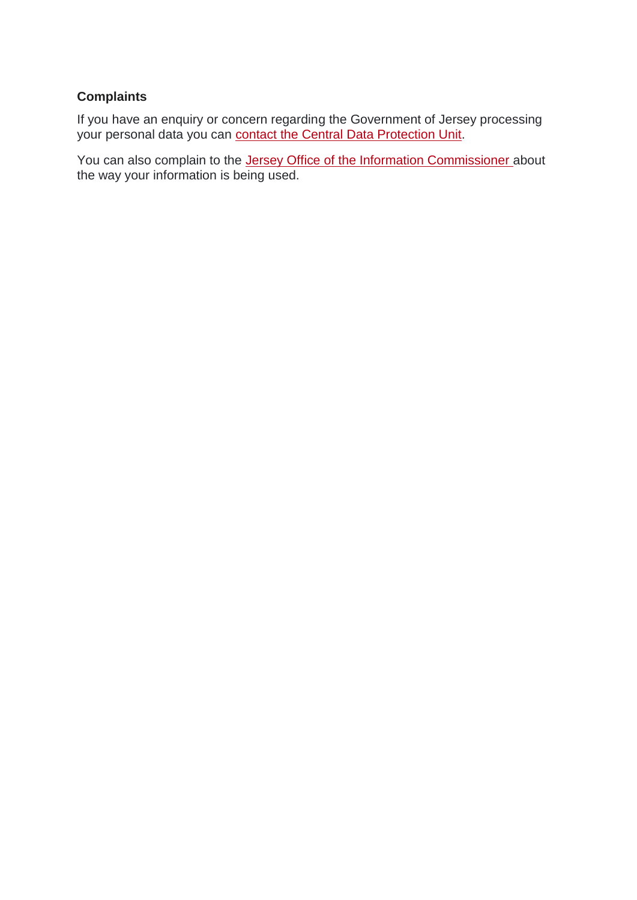**Complaints**

If you have an enquiry or concern regarding the Government of Jersey processing your personal data you can contact the Central Data Protection Unit.

You can also complain to the Jersey Office of the Information Commissioner about the way your information is being used.